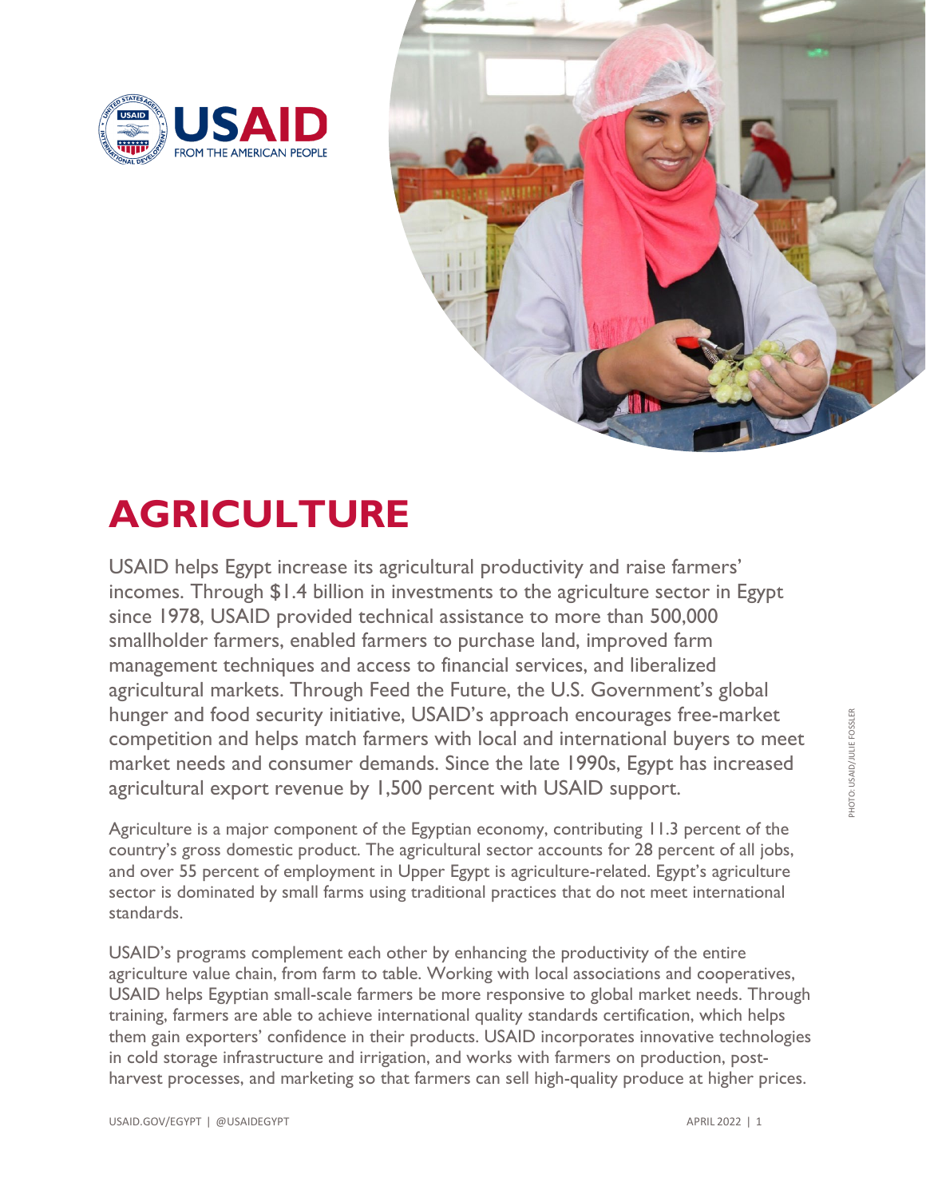# AGRICULTURE

USAID helps Egypt increase its agricultural productivity and raise farmers' incomes. Through $1.4 billion in investments to the agriculture sector in Egypt since 1978, USAID provided technical assistance to more than 500,000 smallholder farmers, enabled farmers to purchase land, improved farm management techniques and access to financial services, and liberalized agricultural markets. Through Feed the Future, the U.S. Government's global hunger and food security initiative, USAID's approach encourages free-market competition and helps match farmers with local and international buyers to meet market needs and consumer demands. Since the late 1990s, Egypt has increased agricultural export revenue by 1,500 percent with USAID support.

Agriculture is a major component of the Egyptian economy, contributing 11.3 percent of the country's gross domestic product. The agricultural sector accounts for 28 percent of all jobs, and over 55 percent of employment in Upper Egypt is agriculture-related. Egypt's agriculture sector is dominated by small farms using traditional practices that do not meet international standards.

USAID's programs complement each other by enhancing the productivity of the entire agriculture value chain, from farm to table. Working with local associations and cooperatives, USAID helps Egyptian small-scale farmers be more responsive to global market needs. Through training, farmers are able to achieve international quality standards certification, which helps them gain exporters' confidence in their products. USAID incorporates innovative technologies in cold storage infrastructure and irrigation, and works with farmers on production, post-harvest processes, and marketing so that farmers can sell high-quality produce at higher prices.

PHOTO: USAID/JULIE FOSSLER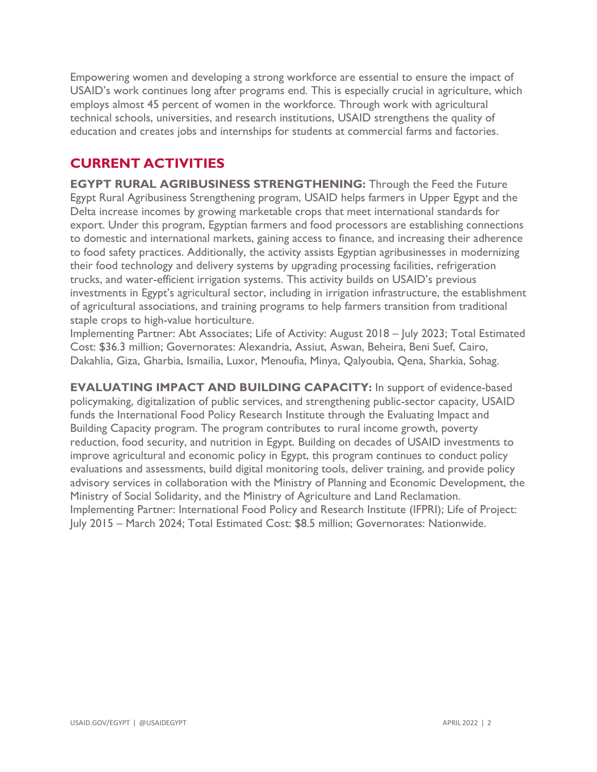Empowering women and developing a strong workforce are essential to ensure the impact of USAID's work continues long after programs end. This is especially crucial in agriculture, which employs almost 45 percent of women in the workforce. Through work with agricultural technical schools, universities, and research institutions, USAID strengthens the quality of education and creates jobs and internships for students at commercial farms and factories.

## CURRENT ACTIVITIES

**EGYPT RURAL AGRIBUSINESS STRENGTHENING:** Through the Feed the Future Egypt Rural Agribusiness Strengthening program, USAID helps farmers in Upper Egypt and the Delta increase incomes by growing marketable crops that meet international standards for export. Under this program, Egyptian farmers and food processors are establishing connections to domestic and international markets, gaining access to finance, and increasing their adherence to food safety practices. Additionally, the activity assists Egyptian agribusinesses in modernizing their food technology and delivery systems by upgrading processing facilities, refrigeration trucks, and water-efficient irrigation systems. This activity builds on USAID's previous investments in Egypt's agricultural sector, including in irrigation infrastructure, the establishment of agricultural associations, and training programs to help farmers transition from traditional staple crops to high-value horticulture.
Implementing Partner: Abt Associates; Life of Activity: August 2018 – July 2023; Total Estimated Cost: $36.3 million; Governorates: Alexandria, Assiut, Aswan, Beheira, Beni Suef, Cairo, Dakahlia, Giza, Gharbia, Ismailia, Luxor, Menoufia, Minya, Qalyoubia, Qena, Sharkia, Sohag.

**EVALUATING IMPACT AND BUILDING CAPACITY:** In support of evidence-based policymaking, digitalization of public services, and strengthening public-sector capacity, USAID funds the International Food Policy Research Institute through the Evaluating Impact and Building Capacity program. The program contributes to rural income growth, poverty reduction, food security, and nutrition in Egypt. Building on decades of USAID investments to improve agricultural and economic policy in Egypt, this program continues to conduct policy evaluations and assessments, build digital monitoring tools, deliver training, and provide policy advisory services in collaboration with the Ministry of Planning and Economic Development, the Ministry of Social Solidarity, and the Ministry of Agriculture and Land Reclamation.
Implementing Partner: International Food Policy and Research Institute (IFPRI); Life of Project: July 2015 – March 2024; Total Estimated Cost: $8.5 million; Governorates: Nationwide.